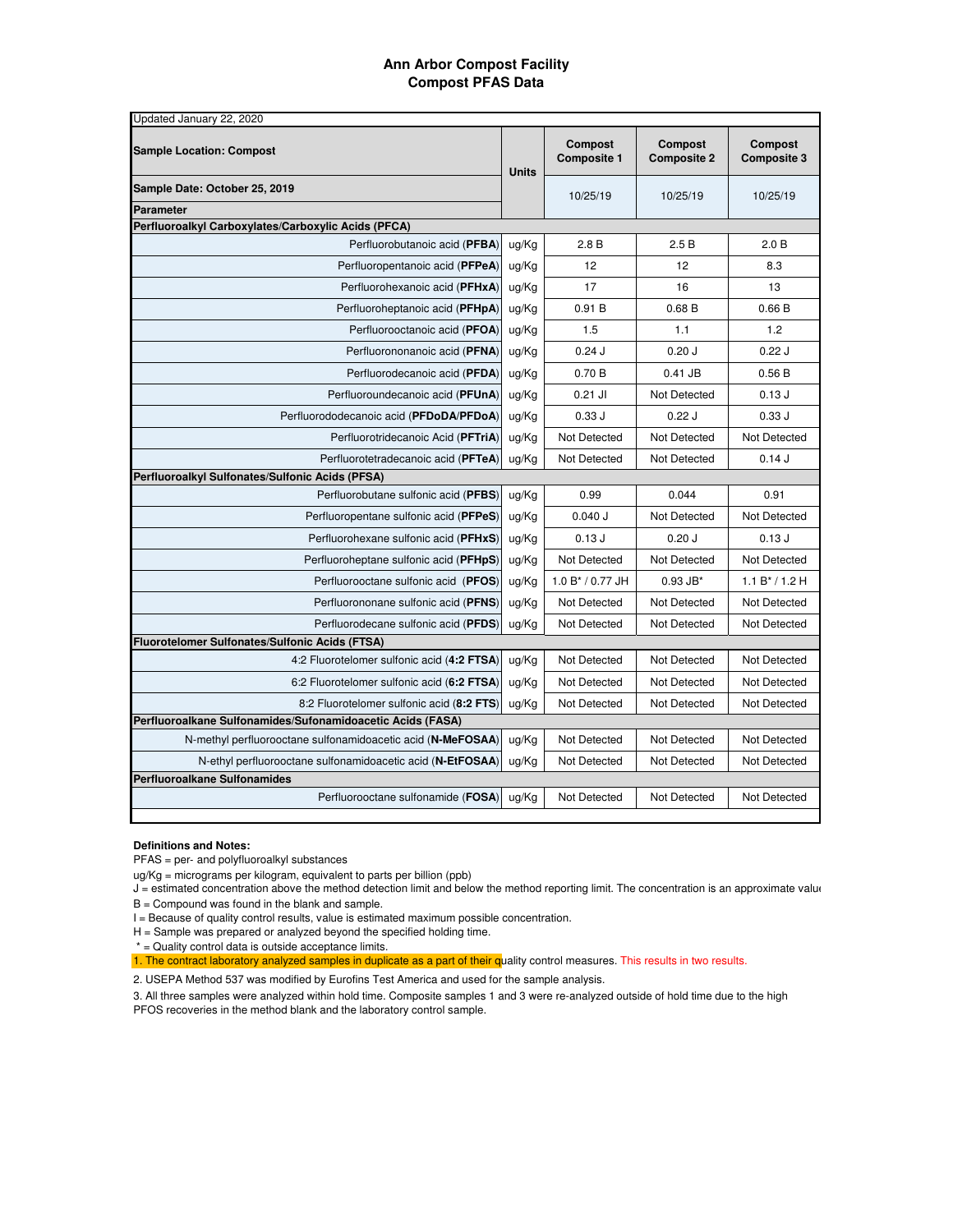# Ann Arbor Compost Facility
## Compost PFAS Data

| Updated January 22, 2020 | | | | |
|---|---|---|---|---|
| **Sample Location: Compost** | **Units** | **Compost Composite 1** | **Compost Composite 2** | **Compost Composite 3** |
| **Sample Date: October 25, 2019** | | 10/25/19 | 10/25/19 | 10/25/19 |
| **Parameter** | | | | |
| **Perfluoroalkyl Carboxylates/Carboxylic Acids (PFCA)** | | | | |
| Perfluorobutanoic acid (**PFBA**) | ug/Kg | 2.8 B | 2.5 B | 2.0 B |
| Perfluoropentanoic acid (**PFPeA**) | ug/Kg | 12 | 12 | 8.3 |
| Perfluorohexanoic acid (**PFHxA**) | ug/Kg | 17 | 16 | 13 |
| Perfluoroheptanoic acid (**PFHpA**) | ug/Kg | 0.91 B | 0.68 B | 0.66 B |
| Perfluorooctanoic acid (**PFOA**) | ug/Kg | 1.5 | 1.1 | 1.2 |
| Perfluorononanoic acid (**PFNA**) | ug/Kg | 0.24 J | 0.20 J | 0.22 J |
| Perfluorodecanoic acid (**PFDA**) | ug/Kg | 0.70 B | 0.41 JB | 0.56 B |
| Perfluoroundecanoic acid (**PFUnA**) | ug/Kg | 0.21 JI | Not Detected | 0.13 J |
| Perfluorododecanoic acid (**PFDoDA/PFDoA**) | ug/Kg | 0.33 J | 0.22 J | 0.33 J |
| Perfluorotridecanoic Acid (**PFTriA**) | ug/Kg | Not Detected | Not Detected | Not Detected |
| Perfluorotetradecanoic acid (**PFTeA**) | ug/Kg | Not Detected | Not Detected | 0.14 J |
| **Perfluoroalkyl Sulfonates/Sulfonic Acids (PFSA)** | | | | |
| Perfluorobutane sulfonic acid (**PFBS**) | ug/Kg | 0.99 | 0.044 | 0.91 |
| Perfluoropentane sulfonic acid (**PFPeS**) | ug/Kg | 0.040 J | Not Detected | Not Detected |
| Perfluorohexane sulfonic acid (**PFHxS**) | ug/Kg | 0.13 J | 0.20 J | 0.13 J |
| Perfluoroheptane sulfonic acid (**PFHpS**) | ug/Kg | Not Detected | Not Detected | Not Detected |
| Perfluorooctane sulfonic acid (**PFOS**) | ug/Kg | 1.0 B* / 0.77 JH | 0.93 JB* | 1.1 B* / 1.2 H |
| Perfluorononane sulfonic acid (**PFNS**) | ug/Kg | Not Detected | Not Detected | Not Detected |
| Perfluorodecane sulfonic acid (**PFDS**) | ug/Kg | Not Detected | Not Detected | Not Detected |
| **Fluorotelomer Sulfonates/Sulfonic Acids (FTSA)** | | | | |
| 4:2 Fluorotelomer sulfonic acid (**4:2 FTSA**) | ug/Kg | Not Detected | Not Detected | Not Detected |
| 6:2 Fluorotelomer sulfonic acid (**6:2 FTSA**) | ug/Kg | Not Detected | Not Detected | Not Detected |
| 8:2 Fluorotelomer sulfonic acid (**8:2 FTS**) | ug/Kg | Not Detected | Not Detected | Not Detected |
| **Perfluoroalkane Sulfonamides/Sufonamidoacetic Acids (FASA)** | | | | |
| N-methyl perfluorooctane sulfonamidoacetic acid (**N-MeFOSAA**) | ug/Kg | Not Detected | Not Detected | Not Detected |
| N-ethyl perfluorooctane sulfonamidoacetic acid (**N-EtFOSAA**) | ug/Kg | Not Detected | Not Detected | Not Detected |
| **Perfluoroalkane Sulfonamides** | | | | |
| Perfluorooctane sulfonamide (**FOSA**) | ug/Kg | Not Detected | Not Detected | Not Detected |

**Definitions and Notes:**

PFAS = per- and polyfluoroalkyl substances

ug/Kg = micrograms per kilogram, equivalent to parts per billion (ppb)

J = estimated concentration above the method detection limit and below the method reporting limit. The concentration is an approximate value

B = Compound was found in the blank and sample.

I = Because of quality control results, value is estimated maximum possible concentration.

H = Sample was prepared or analyzed beyond the specified holding time.

* = Quality control data is outside acceptance limits.

1. The contract laboratory analyzed samples in duplicate as a part of their quality control measures. This results in two results.

2. USEPA Method 537 was modified by Eurofins Test America and used for the sample analysis.

3. All three samples were analyzed within hold time. Composite samples 1 and 3 were re-analyzed outside of hold time due to the high PFOS recoveries in the method blank and the laboratory control sample.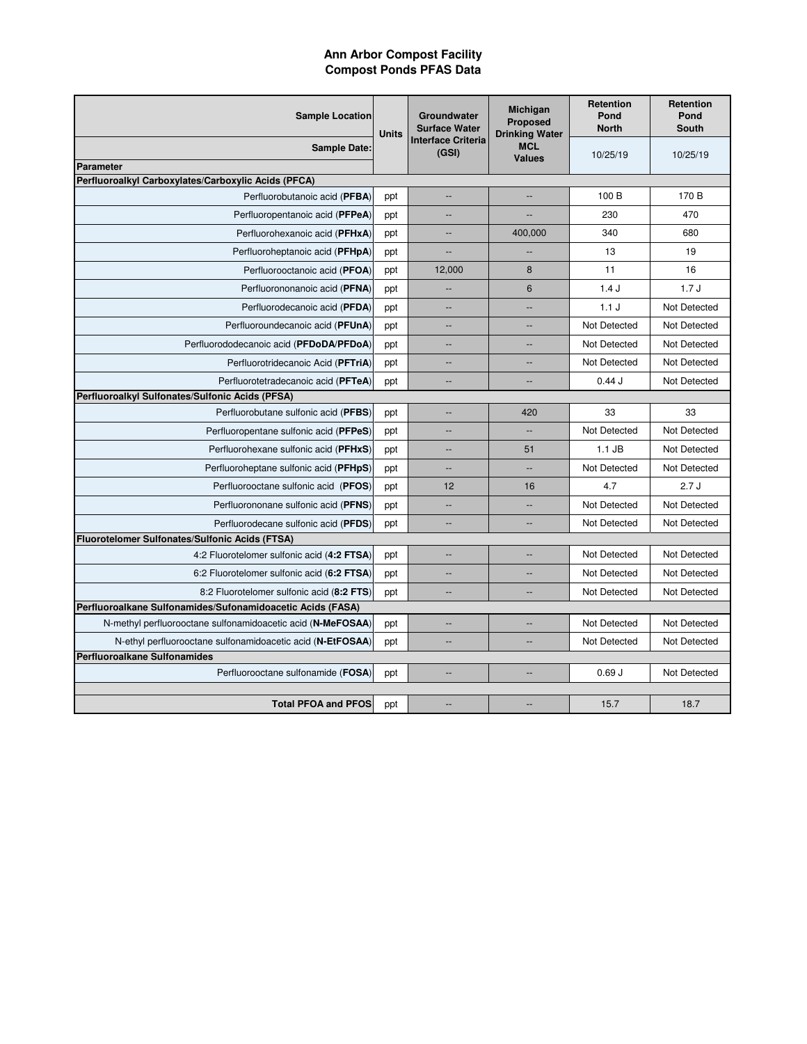# Ann Arbor Compost Facility
## Compost Ponds PFAS Data

| Sample Location | Units | Groundwater Surface Water Interface Criteria (GSI) | Michigan Proposed Drinking Water MCL Values | Retention Pond North | Retention Pond South |
|---|---|---|---|---|---|
| Sample Date: | | | | 10/25/19 | 10/25/19 |
| **Parameter** | | | | | |
| **Perfluoroalkyl Carboxylates/Carboxylic Acids (PFCA)** | | | | | |
| Perfluorobutanoic acid (**PFBA**) | ppt | -- | -- | 100 B | 170 B |
| Perfluoropentanoic acid (**PFPeA**) | ppt | -- | -- | 230 | 470 |
| Perfluorohexanoic acid (**PFHxA**) | ppt | -- | 400,000 | 340 | 680 |
| Perfluoroheptanoic acid (**PFHpA**) | ppt | -- | -- | 13 | 19 |
| Perfluorooctanoic acid (**PFOA**) | ppt | 12,000 | 8 | 11 | 16 |
| Perfluorononanoic acid (**PFNA**) | ppt | -- | 6 | 1.4 J | 1.7 J |
| Perfluorodecanoic acid (**PFDA**) | ppt | -- | -- | 1.1 J | Not Detected |
| Perfluoroundecanoic acid (**PFUnA**) | ppt | -- | -- | Not Detected | Not Detected |
| Perfluorododecanoic acid (**PFDoDA/PFDoA**) | ppt | -- | -- | Not Detected | Not Detected |
| Perfluorotridecanoic Acid (**PFTriA**) | ppt | -- | -- | Not Detected | Not Detected |
| Perfluorotetradecanoic acid (**PFTeA**) | ppt | -- | -- | 0.44 J | Not Detected |
| **Perfluoroalkyl Sulfonates/Sulfonic Acids (PFSA)** | | | | | |
| Perfluorobutane sulfonic acid (**PFBS**) | ppt | -- | 420 | 33 | 33 |
| Perfluoropentane sulfonic acid (**PFPeS**) | ppt | -- | -- | Not Detected | Not Detected |
| Perfluorohexane sulfonic acid (**PFHxS**) | ppt | -- | 51 | 1.1 JB | Not Detected |
| Perfluoroheptane sulfonic acid (**PFHpS**) | ppt | -- | -- | Not Detected | Not Detected |
| Perfluorooctane sulfonic acid (**PFOS**) | ppt | 12 | 16 | 4.7 | 2.7 J |
| Perfluorononane sulfonic acid (**PFNS**) | ppt | -- | -- | Not Detected | Not Detected |
| Perfluorodecane sulfonic acid (**PFDS**) | ppt | -- | -- | Not Detected | Not Detected |
| **Fluorotelomer Sulfonates/Sulfonic Acids (FTSA)** | | | | | |
| 4:2 Fluorotelomer sulfonic acid (**4:2 FTSA**) | ppt | -- | -- | Not Detected | Not Detected |
| 6:2 Fluorotelomer sulfonic acid (**6:2 FTSA**) | ppt | -- | -- | Not Detected | Not Detected |
| 8:2 Fluorotelomer sulfonic acid (**8:2 FTS**) | ppt | -- | -- | Not Detected | Not Detected |
| **Perfluoroalkane Sulfonamides/Sufonamidoacetic Acids (FASA)** | | | | | |
| N-methyl perfluorooctane sulfonamidoacetic acid (**N-MeFOSAA**) | ppt | -- | -- | Not Detected | Not Detected |
| N-ethyl perfluorooctane sulfonamidoacetic acid (**N-EtFOSAA**) | ppt | -- | -- | Not Detected | Not Detected |
| **Perfluoroalkane Sulfonamides** | | | | | |
| Perfluorooctane sulfonamide (**FOSA**) | ppt | -- | -- | 0.69 J | Not Detected |
| | | | | | |
| **Total PFOA and PFOS** | ppt | -- | -- | 15.7 | 18.7 |